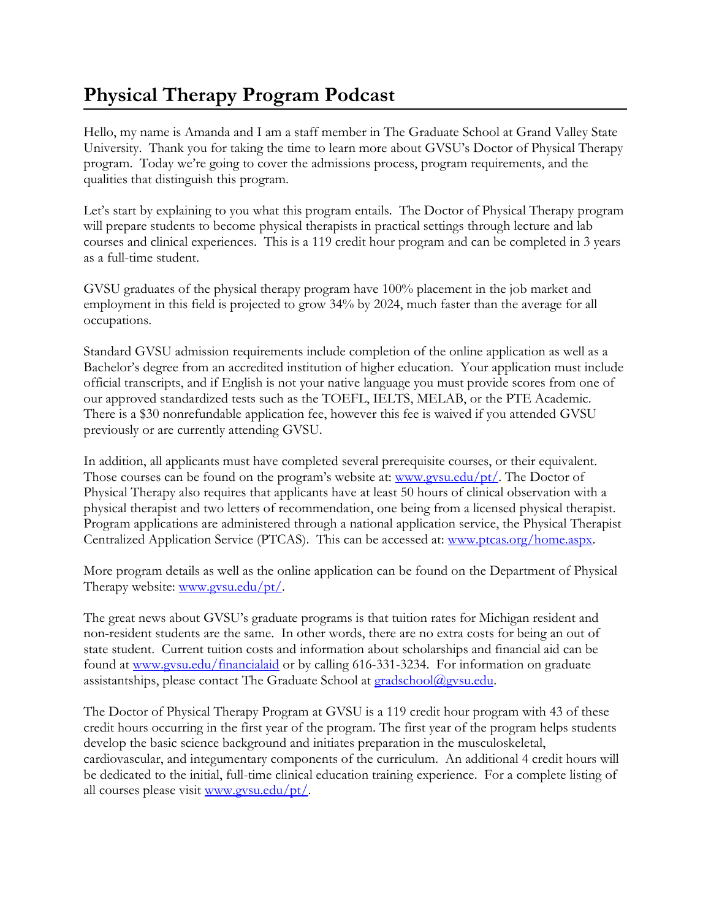# Physical Therapy Program Podcast

Hello, my name is Amanda and I am a staff member in The Graduate School at Grand Valley State University. Thank you for taking the time to learn more about GVSU's Doctor of Physical Therapy program. Today we're going to cover the admissions process, program requirements, and the qualities that distinguish this program.

Let's start by explaining to you what this program entails. The Doctor of Physical Therapy program will prepare students to become physical therapists in practical settings through lecture and lab courses and clinical experiences. This is a 119 credit hour program and can be completed in 3 years as a full-time student.

GVSU graduates of the physical therapy program have 100% placement in the job market and employment in this field is projected to grow 34% by 2024, much faster than the average for all occupations.

Standard GVSU admission requirements include completion of the online application as well as a Bachelor's degree from an accredited institution of higher education. Your application must include official transcripts, and if English is not your native language you must provide scores from one of our approved standardized tests such as the TOEFL, IELTS, MELAB, or the PTE Academic. There is a $30 nonrefundable application fee, however this fee is waived if you attended GVSU previously or are currently attending GVSU.

In addition, all applicants must have completed several prerequisite courses, or their equivalent. Those courses can be found on the program's website at: [www.gvsu.edu/pt/](www.gvsu.edu/pt/). The Doctor of Physical Therapy also requires that applicants have at least 50 hours of clinical observation with a physical therapist and two letters of recommendation, one being from a licensed physical therapist. Program applications are administered through a national application service, the Physical Therapist Centralized Application Service (PTCAS). This can be accessed at: [www.ptcas.org/home.aspx](www.ptcas.org/home.aspx).

More program details as well as the online application can be found on the Department of Physical Therapy website: [www.gvsu.edu/pt/](www.gvsu.edu/pt/).

The great news about GVSU's graduate programs is that tuition rates for Michigan resident and non-resident students are the same. In other words, there are no extra costs for being an out of state student. Current tuition costs and information about scholarships and financial aid can be found at [www.gvsu.edu/financialaid](www.gvsu.edu/financialaid) or by calling 616-331-3234. For information on graduate assistantships, please contact The Graduate School at [gradschool@gvsu.edu](mailto:gradschool@gvsu.edu).

The Doctor of Physical Therapy Program at GVSU is a 119 credit hour program with 43 of these credit hours occurring in the first year of the program. The first year of the program helps students develop the basic science background and initiates preparation in the musculoskeletal, cardiovascular, and integumentary components of the curriculum. An additional 4 credit hours will be dedicated to the initial, full-time clinical education training experience. For a complete listing of all courses please visit [www.gvsu.edu/pt/](www.gvsu.edu/pt/).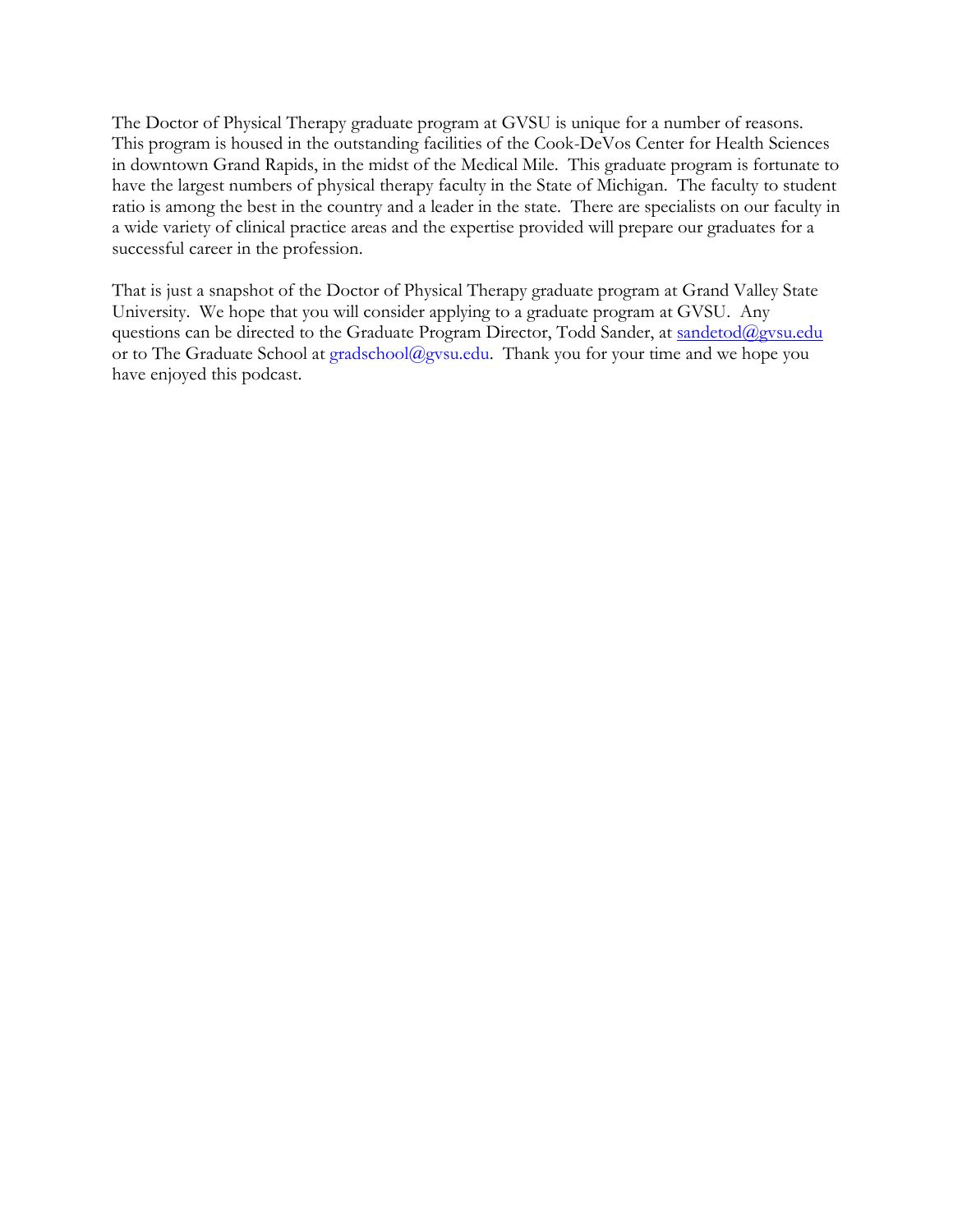The Doctor of Physical Therapy graduate program at GVSU is unique for a number of reasons. This program is housed in the outstanding facilities of the Cook-DeVos Center for Health Sciences in downtown Grand Rapids, in the midst of the Medical Mile. This graduate program is fortunate to have the largest numbers of physical therapy faculty in the State of Michigan. The faculty to student ratio is among the best in the country and a leader in the state. There are specialists on our faculty in a wide variety of clinical practice areas and the expertise provided will prepare our graduates for a successful career in the profession.

That is just a snapshot of the Doctor of Physical Therapy graduate program at Grand Valley State University. We hope that you will consider applying to a graduate program at GVSU. Any questions can be directed to the Graduate Program Director, Todd Sander, at sandetod@gvsu.edu or to The Graduate School at gradschool@gvsu.edu. Thank you for your time and we hope you have enjoyed this podcast.